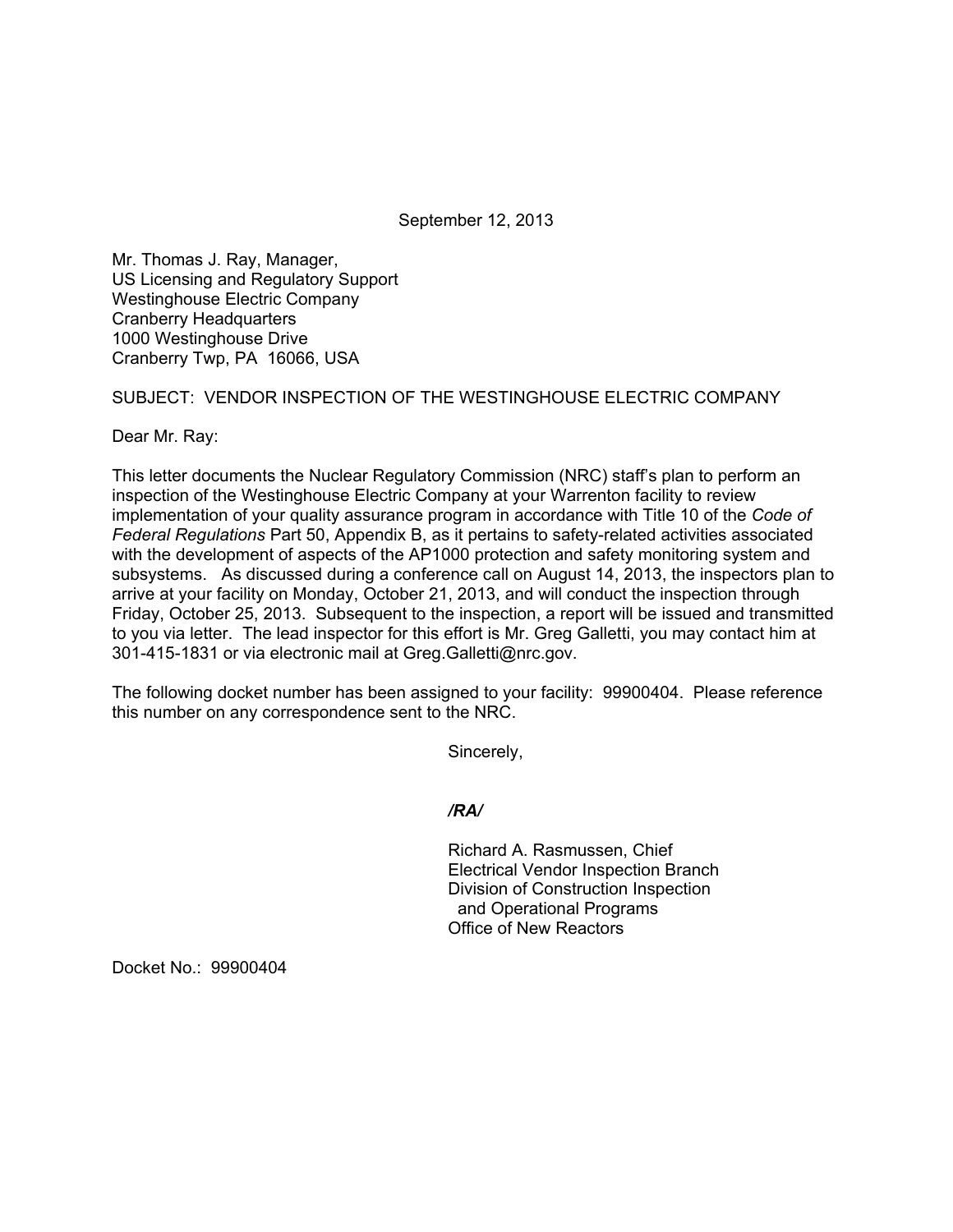September 12, 2013

Mr. Thomas J. Ray, Manager,
US Licensing and Regulatory Support
Westinghouse Electric Company
Cranberry Headquarters
1000 Westinghouse Drive
Cranberry Twp, PA 16066, USA

SUBJECT: VENDOR INSPECTION OF THE WESTINGHOUSE ELECTRIC COMPANY

Dear Mr. Ray:

This letter documents the Nuclear Regulatory Commission (NRC) staff's plan to perform an inspection of the Westinghouse Electric Company at your Warrenton facility to review implementation of your quality assurance program in accordance with Title 10 of the *Code of Federal Regulations* Part 50, Appendix B, as it pertains to safety-related activities associated with the development of aspects of the AP1000 protection and safety monitoring system and subsystems. As discussed during a conference call on August 14, 2013, the inspectors plan to arrive at your facility on Monday, October 21, 2013, and will conduct the inspection through Friday, October 25, 2013. Subsequent to the inspection, a report will be issued and transmitted to you via letter. The lead inspector for this effort is Mr. Greg Galletti, you may contact him at 301-415-1831 or via electronic mail at Greg.Galletti@nrc.gov.

The following docket number has been assigned to your facility: 99900404. Please reference this number on any correspondence sent to the NRC.

Sincerely,

*/RA/*

Richard A. Rasmussen, Chief
Electrical Vendor Inspection Branch
Division of Construction Inspection
and Operational Programs
Office of New Reactors

Docket No.: 99900404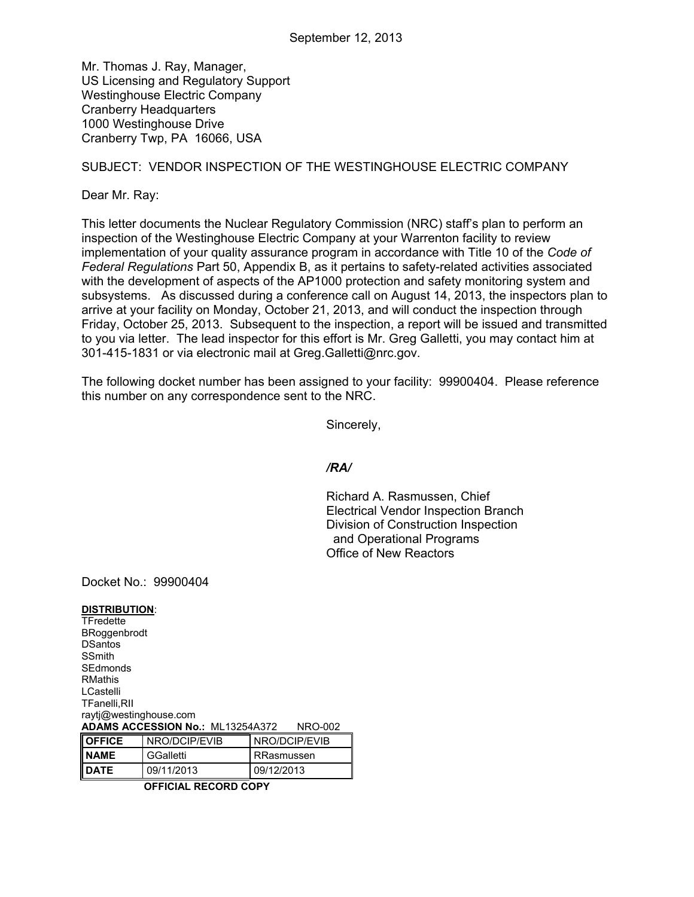September 12, 2013

Mr. Thomas J. Ray, Manager,
US Licensing and Regulatory Support
Westinghouse Electric Company
Cranberry Headquarters
1000 Westinghouse Drive
Cranberry Twp, PA 16066, USA

SUBJECT: VENDOR INSPECTION OF THE WESTINGHOUSE ELECTRIC COMPANY

Dear Mr. Ray:

This letter documents the Nuclear Regulatory Commission (NRC) staff's plan to perform an inspection of the Westinghouse Electric Company at your Warrenton facility to review implementation of your quality assurance program in accordance with Title 10 of the *Code of Federal Regulations* Part 50, Appendix B, as it pertains to safety-related activities associated with the development of aspects of the AP1000 protection and safety monitoring system and subsystems. As discussed during a conference call on August 14, 2013, the inspectors plan to arrive at your facility on Monday, October 21, 2013, and will conduct the inspection through Friday, October 25, 2013. Subsequent to the inspection, a report will be issued and transmitted to you via letter. The lead inspector for this effort is Mr. Greg Galletti, you may contact him at 301-415-1831 or via electronic mail at Greg.Galletti@nrc.gov.

The following docket number has been assigned to your facility: 99900404. Please reference this number on any correspondence sent to the NRC.

Sincerely,

*/RA/*

Richard A. Rasmussen, Chief
Electrical Vendor Inspection Branch
Division of Construction Inspection
and Operational Programs
Office of New Reactors

Docket No.: 99900404

**DISTRIBUTION**:
TFredette
BRoggenbrodt
DSantos
SSmith
SEdmonds
RMathis
LCastelli
TFanelli,RII
raytj@westinghouse.com

**ADAMS ACCESSION No.:** ML13254A372 NRO-002

| | | |
|---|---|---|
| **OFFICE** | NRO/DCIP/EVIB | NRO/DCIP/EVIB |
| **NAME** | GGalletti | RRasmussen |
| **DATE** | 09/11/2013 | 09/12/2013 |

**OFFICIAL RECORD COPY**